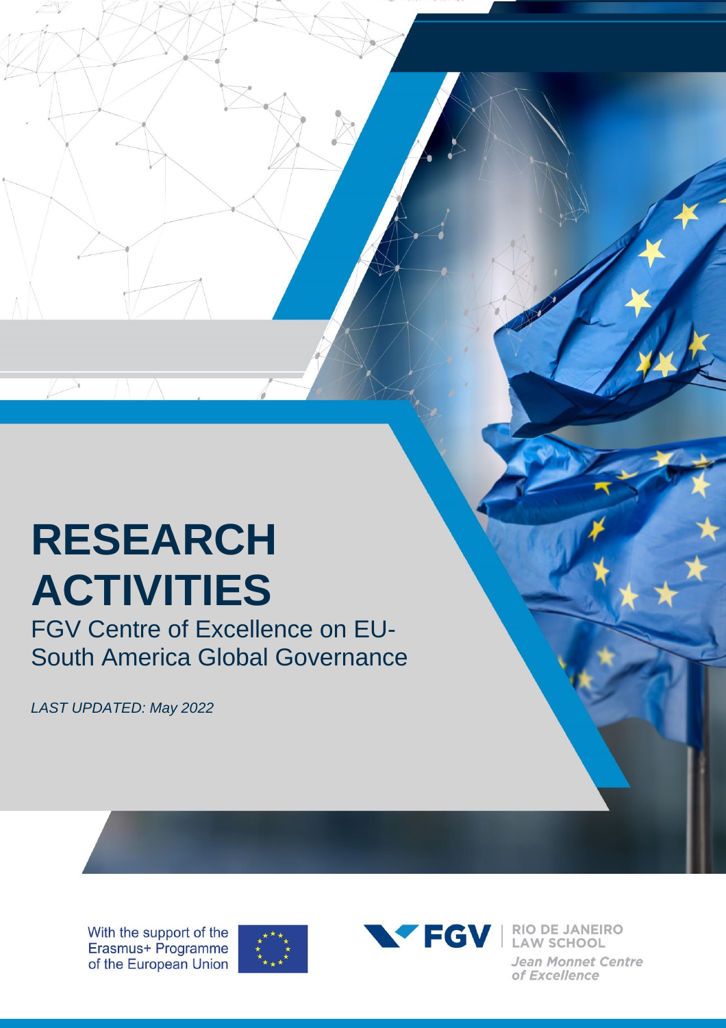# RESEARCH ACTIVITIES

FGV Centre of Excellence on EU-South America Global Governance

*LAST UPDATED: May 2022*

With the support of the Erasmus+ Programme of the European Union

FGV | RIO DE JANEIRO LAW SCHOOL

*Jean Monnet Centre of Excellence*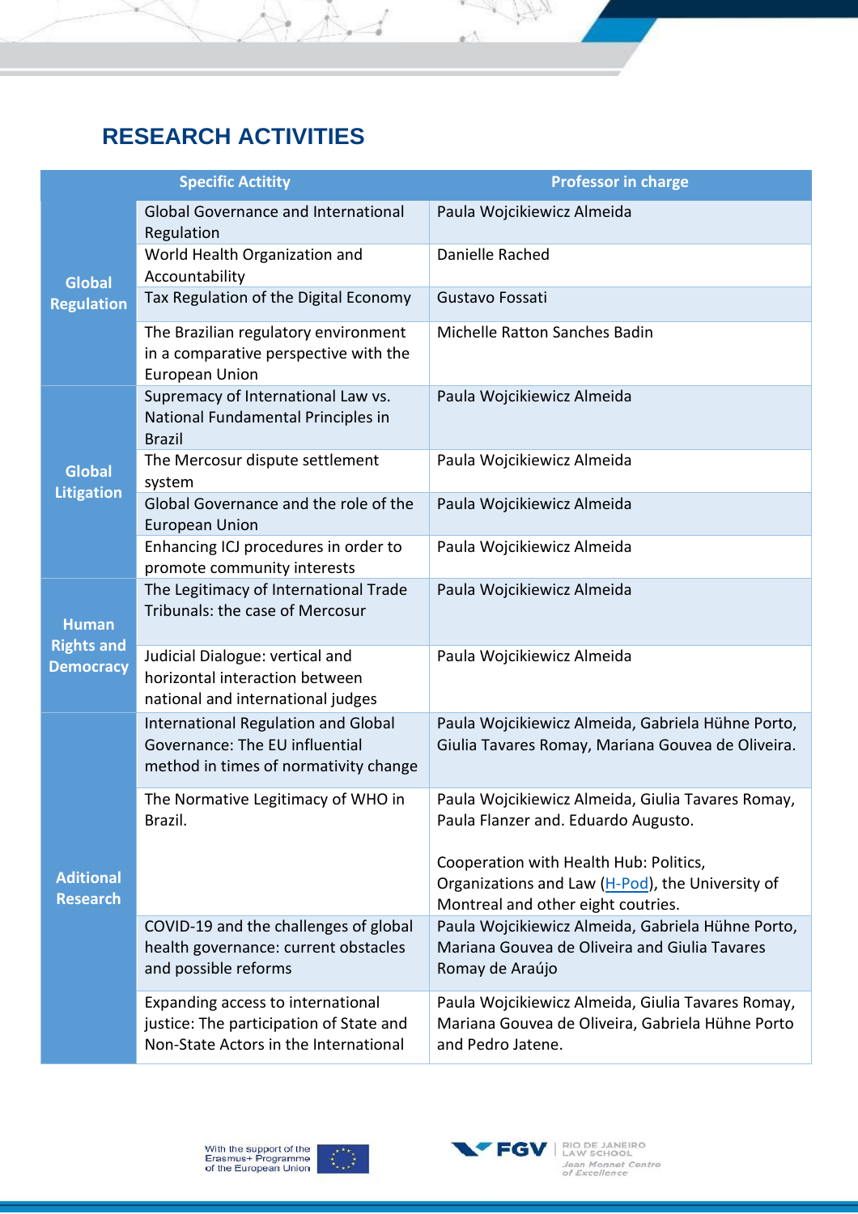## RESEARCH ACTIVITIES

| Specific Actitity | | Professor in charge |
|---|---|---|
| Global Regulation | Global Governance and International Regulation | Paula Wojcikiewicz Almeida |
| | World Health Organization and Accountability | Danielle Rached |
| | Tax Regulation of the Digital Economy | Gustavo Fossati |
| | The Brazilian regulatory environment in a comparative perspective with the European Union | Michelle Ratton Sanches Badin |
| Global Litigation | Supremacy of International Law vs. National Fundamental Principles in Brazil | Paula Wojcikiewicz Almeida |
| | The Mercosur dispute settlement system | Paula Wojcikiewicz Almeida |
| | Global Governance and the role of the European Union | Paula Wojcikiewicz Almeida |
| | Enhancing ICJ procedures in order to promote community interests | Paula Wojcikiewicz Almeida |
| Human Rights and Democracy | The Legitimacy of International Trade Tribunals: the case of Mercosur | Paula Wojcikiewicz Almeida |
| | Judicial Dialogue: vertical and horizontal interaction between national and international judges | Paula Wojcikiewicz Almeida |
| Aditional Research | International Regulation and Global Governance: The EU influential method in times of normativity change | Paula Wojcikiewicz Almeida, Gabriela Hühne Porto, Giulia Tavares Romay, Mariana Gouvea de Oliveira. |
| | The Normative Legitimacy of WHO in Brazil. | Paula Wojcikiewicz Almeida, Giulia Tavares Romay, Paula Flanzer and. Eduardo Augusto.<br><br>Cooperation with Health Hub: Politics, Organizations and Law (H-Pod), the University of Montreal and other eight coutries. |
| | COVID-19 and the challenges of global health governance: current obstacles and possible reforms | Paula Wojcikiewicz Almeida, Gabriela Hühne Porto, Mariana Gouvea de Oliveira and Giulia Tavares Romay de Araújo |
| | Expanding access to international justice: The participation of State and Non-State Actors in the International | Paula Wojcikiewicz Almeida, Giulia Tavares Romay, Mariana Gouvea de Oliveira, Gabriela Hühne Porto and Pedro Jatene. |

With the support of the Erasmus+ Programme of the European Union

FGV | RIO DE JANEIRO LAW SCHOOL Jean Monnet Centre of Excellence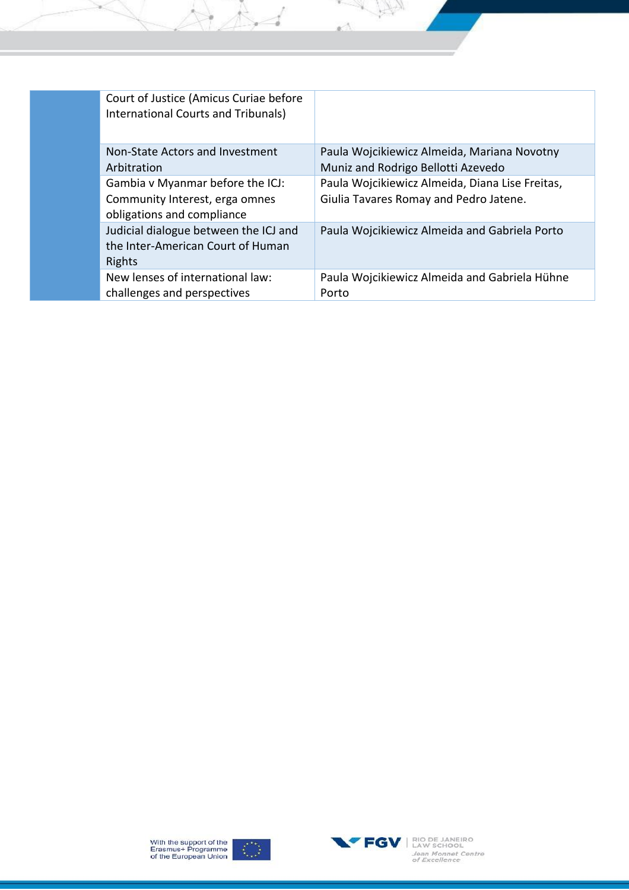| | | |
|---|---|---|
| | Court of Justice (Amicus Curiae before International Courts and Tribunals) | |
| | Non-State Actors and Investment Arbitration | Paula Wojcikiewicz Almeida, Mariana Novotny Muniz and Rodrigo Bellotti Azevedo |
| | Gambia v Myanmar before the ICJ: Community Interest, erga omnes obligations and compliance | Paula Wojcikiewicz Almeida, Diana Lise Freitas, Giulia Tavares Romay and Pedro Jatene. |
| | Judicial dialogue between the ICJ and the Inter-American Court of Human Rights | Paula Wojcikiewicz Almeida and Gabriela Porto |
| | New lenses of international law: challenges and perspectives | Paula Wojcikiewicz Almeida and Gabriela Hühne Porto |